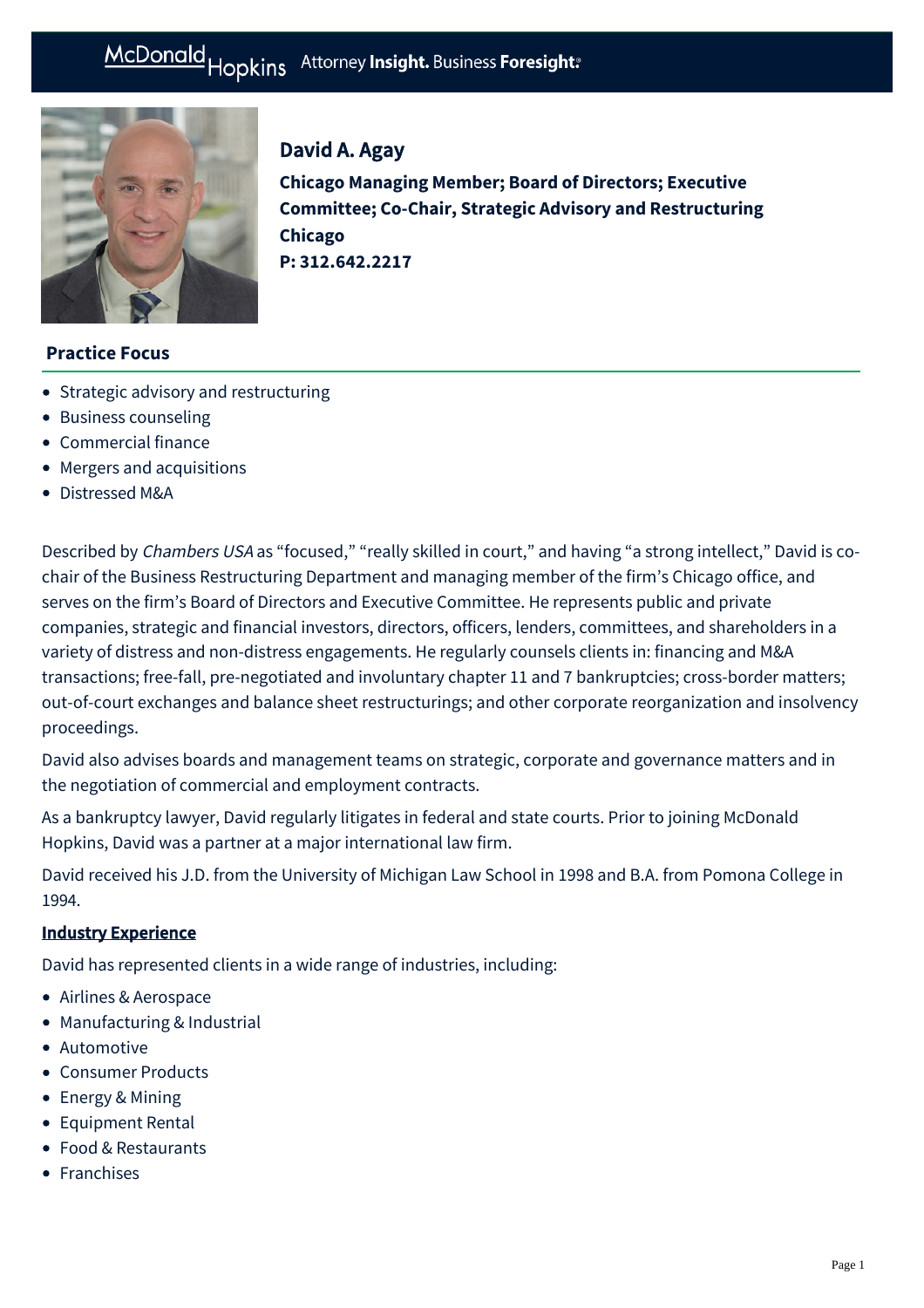# David A. Agay

**Chicago Managing Member; Board of Directors; Executive Committee; Co-Chair, Strategic Advisory and Restructuring**
**Chicago**
**P: 312.642.2217**

## Practice Focus

- Strategic advisory and restructuring
- Business counseling
- Commercial finance
- Mergers and acquisitions
- Distressed M&A

Described by *Chambers USA* as "focused," "really skilled in court," and having "a strong intellect," David is co-chair of the Business Restructuring Department and managing member of the firm's Chicago office, and serves on the firm's Board of Directors and Executive Committee. He represents public and private companies, strategic and financial investors, directors, officers, lenders, committees, and shareholders in a variety of distress and non-distress engagements. He regularly counsels clients in: financing and M&A transactions; free-fall, pre-negotiated and involuntary chapter 11 and 7 bankruptcies; cross-border matters; out-of-court exchanges and balance sheet restructurings; and other corporate reorganization and insolvency proceedings.

David also advises boards and management teams on strategic, corporate and governance matters and in the negotiation of commercial and employment contracts.

As a bankruptcy lawyer, David regularly litigates in federal and state courts. Prior to joining McDonald Hopkins, David was a partner at a major international law firm.

David received his J.D. from the University of Michigan Law School in 1998 and B.A. from Pomona College in 1994.

### Industry Experience

David has represented clients in a wide range of industries, including:

- Airlines & Aerospace
- Manufacturing & Industrial
- Automotive
- Consumer Products
- Energy & Mining
- Equipment Rental
- Food & Restaurants
- Franchises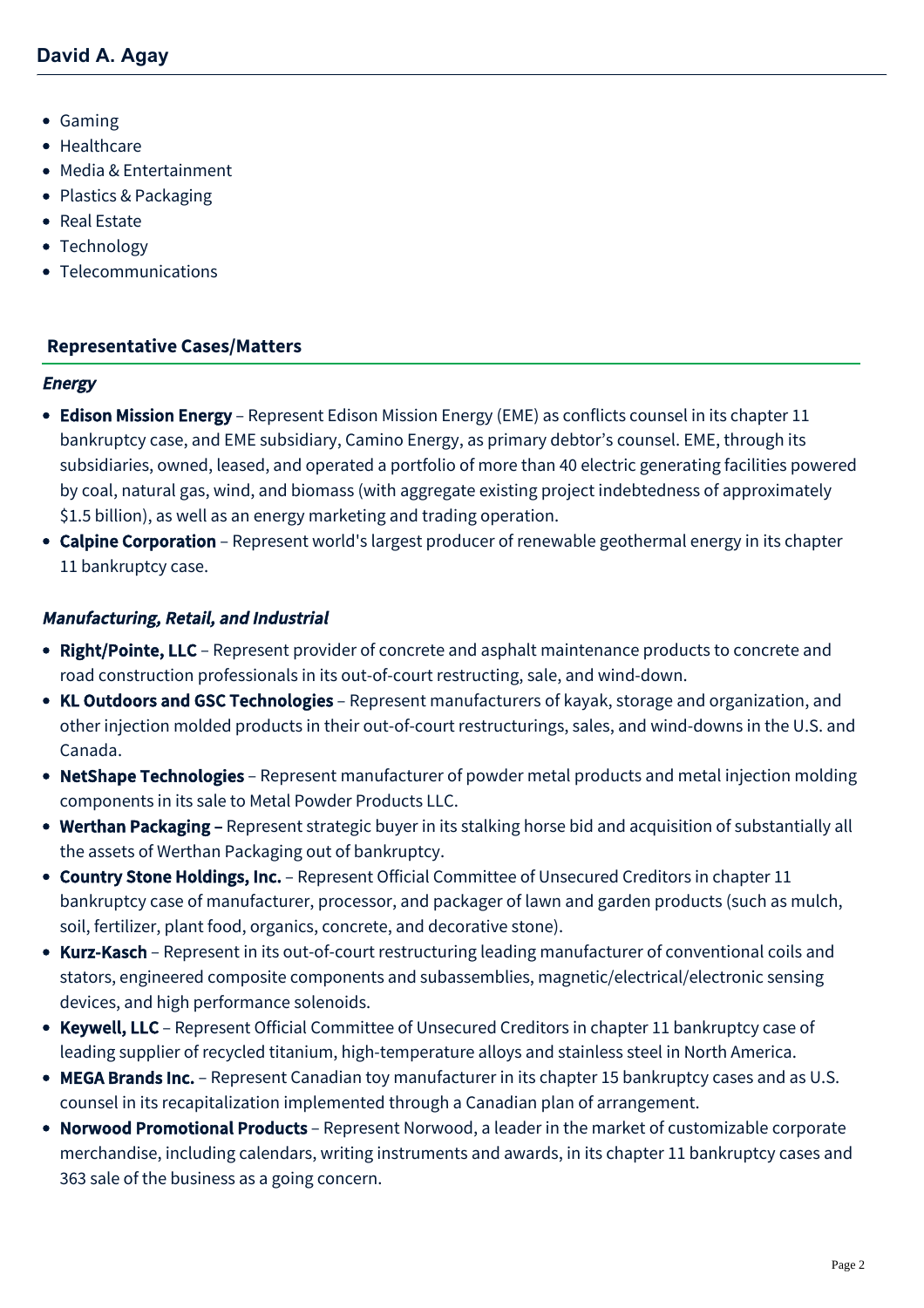- Gaming
- Healthcare
- Media & Entertainment
- Plastics & Packaging
- Real Estate
- Technology
- Telecommunications

## Representative Cases/Matters

### *Energy*

- **Edison Mission Energy** – Represent Edison Mission Energy (EME) as conflicts counsel in its chapter 11 bankruptcy case, and EME subsidiary, Camino Energy, as primary debtor's counsel. EME, through its subsidiaries, owned, leased, and operated a portfolio of more than 40 electric generating facilities powered by coal, natural gas, wind, and biomass (with aggregate existing project indebtedness of approximately $1.5 billion), as well as an energy marketing and trading operation.
- **Calpine Corporation** – Represent world's largest producer of renewable geothermal energy in its chapter 11 bankruptcy case.

### *Manufacturing, Retail, and Industrial*

- **Right/Pointe, LLC** – Represent provider of concrete and asphalt maintenance products to concrete and road construction professionals in its out-of-court restructing, sale, and wind-down.
- **KL Outdoors and GSC Technologies** – Represent manufacturers of kayak, storage and organization, and other injection molded products in their out-of-court restructurings, sales, and wind-downs in the U.S. and Canada.
- **NetShape Technologies** – Represent manufacturer of powder metal products and metal injection molding components in its sale to Metal Powder Products LLC.
- **Werthan Packaging –** Represent strategic buyer in its stalking horse bid and acquisition of substantially all the assets of Werthan Packaging out of bankruptcy.
- **Country Stone Holdings, Inc.** – Represent Official Committee of Unsecured Creditors in chapter 11 bankruptcy case of manufacturer, processor, and packager of lawn and garden products (such as mulch, soil, fertilizer, plant food, organics, concrete, and decorative stone).
- **Kurz-Kasch** – Represent in its out-of-court restructuring leading manufacturer of conventional coils and stators, engineered composite components and subassemblies, magnetic/electrical/electronic sensing devices, and high performance solenoids.
- **Keywell, LLC** – Represent Official Committee of Unsecured Creditors in chapter 11 bankruptcy case of leading supplier of recycled titanium, high-temperature alloys and stainless steel in North America.
- **MEGA Brands Inc.** – Represent Canadian toy manufacturer in its chapter 15 bankruptcy cases and as U.S. counsel in its recapitalization implemented through a Canadian plan of arrangement.
- **Norwood Promotional Products** – Represent Norwood, a leader in the market of customizable corporate merchandise, including calendars, writing instruments and awards, in its chapter 11 bankruptcy cases and 363 sale of the business as a going concern.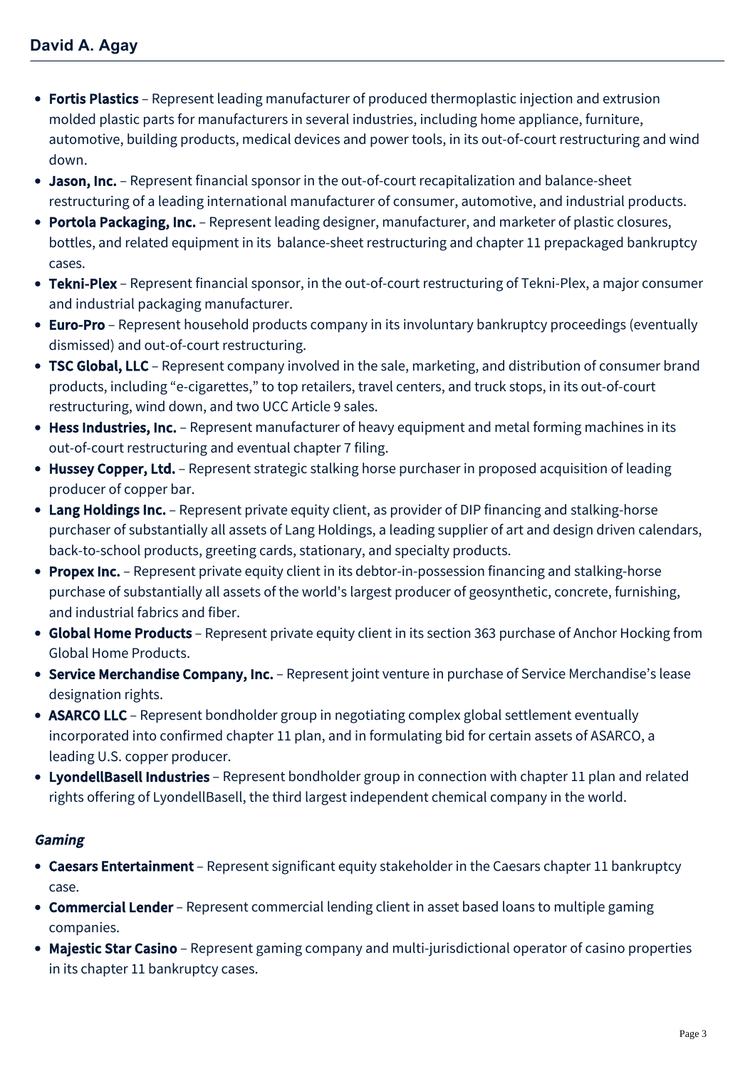- **Fortis Plastics** – Represent leading manufacturer of produced thermoplastic injection and extrusion molded plastic parts for manufacturers in several industries, including home appliance, furniture, automotive, building products, medical devices and power tools, in its out-of-court restructuring and wind down.
- **Jason, Inc.** – Represent financial sponsor in the out-of-court recapitalization and balance-sheet restructuring of a leading international manufacturer of consumer, automotive, and industrial products.
- **Portola Packaging, Inc.** – Represent leading designer, manufacturer, and marketer of plastic closures, bottles, and related equipment in its balance-sheet restructuring and chapter 11 prepackaged bankruptcy cases.
- **Tekni-Plex** – Represent financial sponsor, in the out-of-court restructuring of Tekni-Plex, a major consumer and industrial packaging manufacturer.
- **Euro-Pro** – Represent household products company in its involuntary bankruptcy proceedings (eventually dismissed) and out-of-court restructuring.
- **TSC Global, LLC** – Represent company involved in the sale, marketing, and distribution of consumer brand products, including "e-cigarettes," to top retailers, travel centers, and truck stops, in its out-of-court restructuring, wind down, and two UCC Article 9 sales.
- **Hess Industries, Inc.** – Represent manufacturer of heavy equipment and metal forming machines in its out-of-court restructuring and eventual chapter 7 filing.
- **Hussey Copper, Ltd.** – Represent strategic stalking horse purchaser in proposed acquisition of leading producer of copper bar.
- **Lang Holdings Inc.** – Represent private equity client, as provider of DIP financing and stalking-horse purchaser of substantially all assets of Lang Holdings, a leading supplier of art and design driven calendars, back-to-school products, greeting cards, stationary, and specialty products.
- **Propex Inc.** – Represent private equity client in its debtor-in-possession financing and stalking-horse purchase of substantially all assets of the world's largest producer of geosynthetic, concrete, furnishing, and industrial fabrics and fiber.
- **Global Home Products** – Represent private equity client in its section 363 purchase of Anchor Hocking from Global Home Products.
- **Service Merchandise Company, Inc.** – Represent joint venture in purchase of Service Merchandise's lease designation rights.
- **ASARCO LLC** – Represent bondholder group in negotiating complex global settlement eventually incorporated into confirmed chapter 11 plan, and in formulating bid for certain assets of ASARCO, a leading U.S. copper producer.
- **LyondellBasell Industries** – Represent bondholder group in connection with chapter 11 plan and related rights offering of LyondellBasell, the third largest independent chemical company in the world.

***Gaming***

- **Caesars Entertainment** – Represent significant equity stakeholder in the Caesars chapter 11 bankruptcy case.
- **Commercial Lender** – Represent commercial lending client in asset based loans to multiple gaming companies.
- **Majestic Star Casino** – Represent gaming company and multi-jurisdictional operator of casino properties in its chapter 11 bankruptcy cases.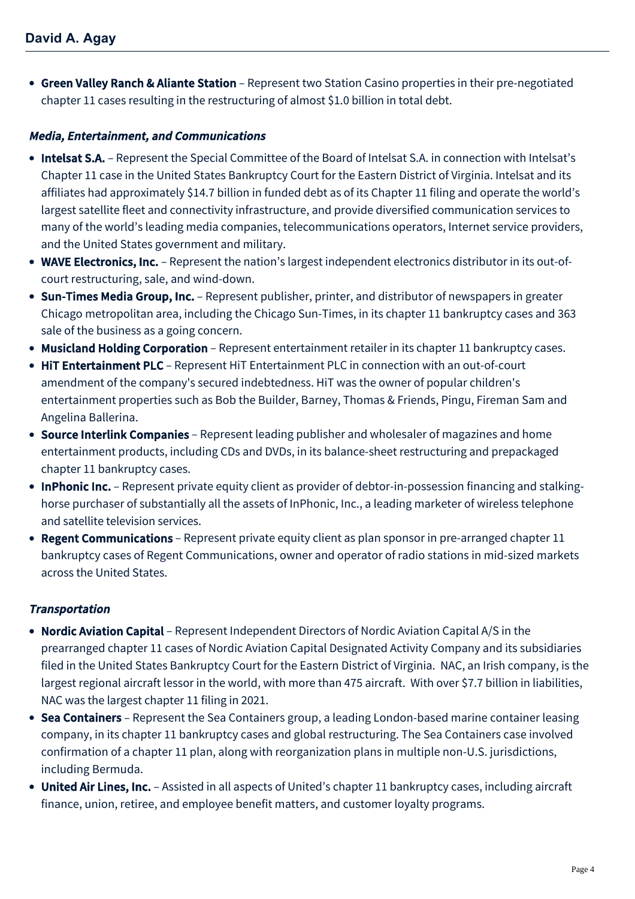- **Green Valley Ranch & Aliante Station** – Represent two Station Casino properties in their pre-negotiated chapter 11 cases resulting in the restructuring of almost $1.0 billion in total debt.

### *Media, Entertainment, and Communications*

- **Intelsat S.A.** – Represent the Special Committee of the Board of Intelsat S.A. in connection with Intelsat's Chapter 11 case in the United States Bankruptcy Court for the Eastern District of Virginia. Intelsat and its affiliates had approximately $14.7 billion in funded debt as of its Chapter 11 filing and operate the world's largest satellite fleet and connectivity infrastructure, and provide diversified communication services to many of the world's leading media companies, telecommunications operators, Internet service providers, and the United States government and military.
- **WAVE Electronics, Inc.** – Represent the nation's largest independent electronics distributor in its out-of-court restructuring, sale, and wind-down.
- **Sun-Times Media Group, Inc.** – Represent publisher, printer, and distributor of newspapers in greater Chicago metropolitan area, including the Chicago Sun-Times, in its chapter 11 bankruptcy cases and 363 sale of the business as a going concern.
- **Musicland Holding Corporation** – Represent entertainment retailer in its chapter 11 bankruptcy cases.
- **HiT Entertainment PLC** – Represent HiT Entertainment PLC in connection with an out-of-court amendment of the company's secured indebtedness. HiT was the owner of popular children's entertainment properties such as Bob the Builder, Barney, Thomas & Friends, Pingu, Fireman Sam and Angelina Ballerina.
- **Source Interlink Companies** – Represent leading publisher and wholesaler of magazines and home entertainment products, including CDs and DVDs, in its balance-sheet restructuring and prepackaged chapter 11 bankruptcy cases.
- **InPhonic Inc.** – Represent private equity client as provider of debtor-in-possession financing and stalking-horse purchaser of substantially all the assets of InPhonic, Inc., a leading marketer of wireless telephone and satellite television services.
- **Regent Communications** – Represent private equity client as plan sponsor in pre-arranged chapter 11 bankruptcy cases of Regent Communications, owner and operator of radio stations in mid-sized markets across the United States.

### *Transportation*

- **Nordic Aviation Capital** – Represent Independent Directors of Nordic Aviation Capital A/S in the prearranged chapter 11 cases of Nordic Aviation Capital Designated Activity Company and its subsidiaries filed in the United States Bankruptcy Court for the Eastern District of Virginia. NAC, an Irish company, is the largest regional aircraft lessor in the world, with more than 475 aircraft. With over $7.7 billion in liabilities, NAC was the largest chapter 11 filing in 2021.
- **Sea Containers** – Represent the Sea Containers group, a leading London-based marine container leasing company, in its chapter 11 bankruptcy cases and global restructuring. The Sea Containers case involved confirmation of a chapter 11 plan, along with reorganization plans in multiple non-U.S. jurisdictions, including Bermuda.
- **United Air Lines, Inc.** – Assisted in all aspects of United's chapter 11 bankruptcy cases, including aircraft finance, union, retiree, and employee benefit matters, and customer loyalty programs.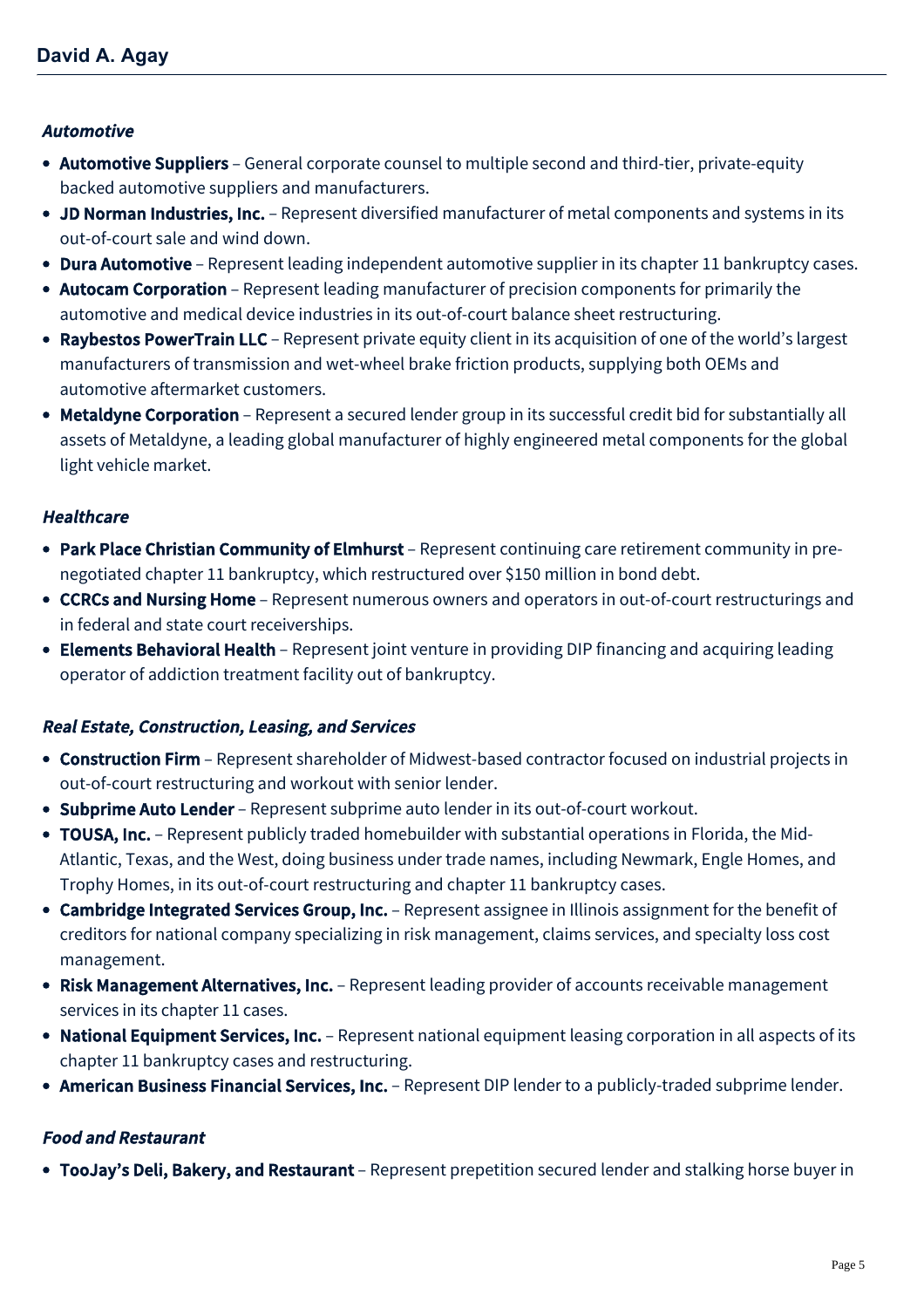### *Automotive*

- **Automotive Suppliers** – General corporate counsel to multiple second and third-tier, private-equity backed automotive suppliers and manufacturers.
- **JD Norman Industries, Inc.** – Represent diversified manufacturer of metal components and systems in its out-of-court sale and wind down.
- **Dura Automotive** – Represent leading independent automotive supplier in its chapter 11 bankruptcy cases.
- **Autocam Corporation** – Represent leading manufacturer of precision components for primarily the automotive and medical device industries in its out-of-court balance sheet restructuring.
- **Raybestos PowerTrain LLC** – Represent private equity client in its acquisition of one of the world's largest manufacturers of transmission and wet-wheel brake friction products, supplying both OEMs and automotive aftermarket customers.
- **Metaldyne Corporation** – Represent a secured lender group in its successful credit bid for substantially all assets of Metaldyne, a leading global manufacturer of highly engineered metal components for the global light vehicle market.

### *Healthcare*

- **Park Place Christian Community of Elmhurst** – Represent continuing care retirement community in pre-negotiated chapter 11 bankruptcy, which restructured over $150 million in bond debt.
- **CCRCs and Nursing Home** – Represent numerous owners and operators in out-of-court restructurings and in federal and state court receiverships.
- **Elements Behavioral Health** – Represent joint venture in providing DIP financing and acquiring leading operator of addiction treatment facility out of bankruptcy.

### *Real Estate, Construction, Leasing, and Services*

- **Construction Firm** – Represent shareholder of Midwest-based contractor focused on industrial projects in out-of-court restructuring and workout with senior lender.
- **Subprime Auto Lender** – Represent subprime auto lender in its out-of-court workout.
- **TOUSA, Inc.** – Represent publicly traded homebuilder with substantial operations in Florida, the Mid-Atlantic, Texas, and the West, doing business under trade names, including Newmark, Engle Homes, and Trophy Homes, in its out-of-court restructuring and chapter 11 bankruptcy cases.
- **Cambridge Integrated Services Group, Inc.** – Represent assignee in Illinois assignment for the benefit of creditors for national company specializing in risk management, claims services, and specialty loss cost management.
- **Risk Management Alternatives, Inc.** – Represent leading provider of accounts receivable management services in its chapter 11 cases.
- **National Equipment Services, Inc.** – Represent national equipment leasing corporation in all aspects of its chapter 11 bankruptcy cases and restructuring.
- **American Business Financial Services, Inc.** – Represent DIP lender to a publicly-traded subprime lender.

### *Food and Restaurant*

- **TooJay's Deli, Bakery, and Restaurant** – Represent prepetition secured lender and stalking horse buyer in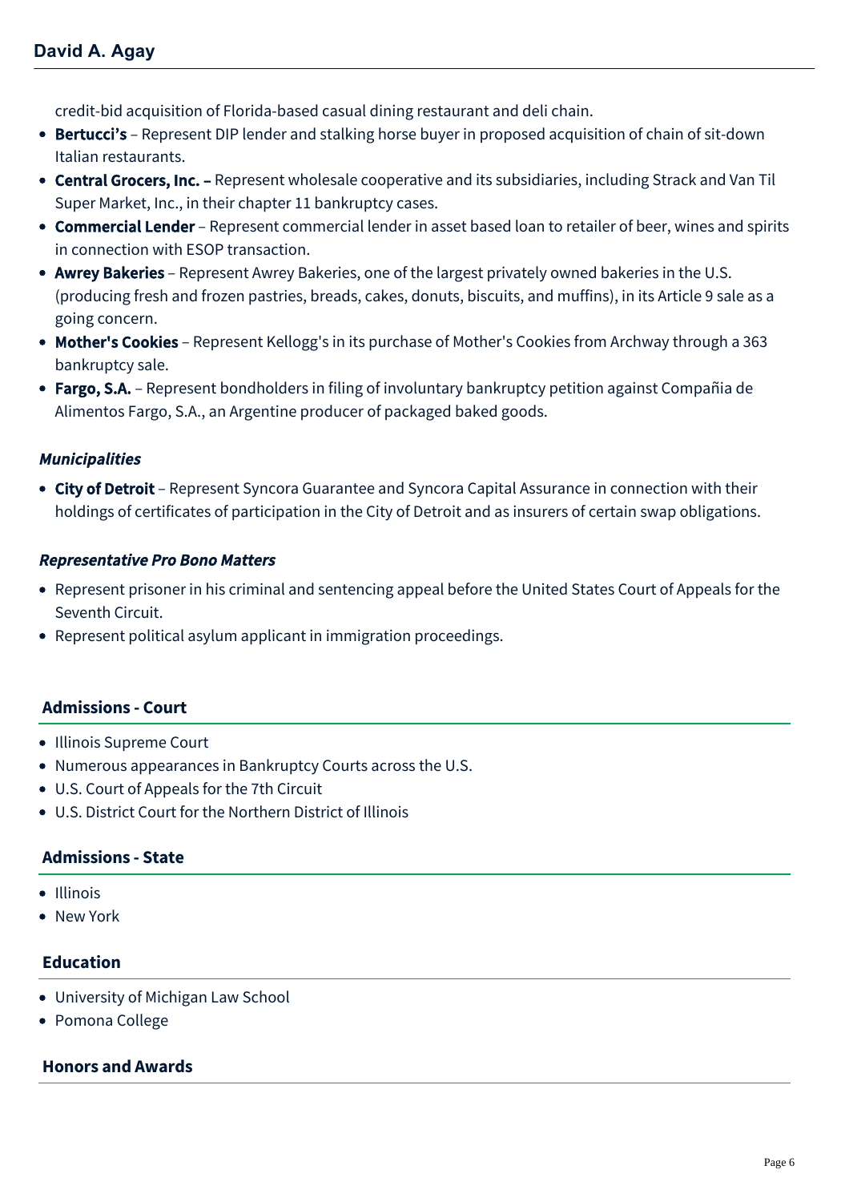credit-bid acquisition of Florida-based casual dining restaurant and deli chain.

- **Bertucci's** – Represent DIP lender and stalking horse buyer in proposed acquisition of chain of sit-down Italian restaurants.
- **Central Grocers, Inc. –** Represent wholesale cooperative and its subsidiaries, including Strack and Van Til Super Market, Inc., in their chapter 11 bankruptcy cases.
- **Commercial Lender** – Represent commercial lender in asset based loan to retailer of beer, wines and spirits in connection with ESOP transaction.
- **Awrey Bakeries** – Represent Awrey Bakeries, one of the largest privately owned bakeries in the U.S. (producing fresh and frozen pastries, breads, cakes, donuts, biscuits, and muffins), in its Article 9 sale as a going concern.
- **Mother's Cookies** – Represent Kellogg's in its purchase of Mother's Cookies from Archway through a 363 bankruptcy sale.
- **Fargo, S.A.** – Represent bondholders in filing of involuntary bankruptcy petition against Compañia de Alimentos Fargo, S.A., an Argentine producer of packaged baked goods.

***Municipalities***

- **City of Detroit** – Represent Syncora Guarantee and Syncora Capital Assurance in connection with their holdings of certificates of participation in the City of Detroit and as insurers of certain swap obligations.

***Representative Pro Bono Matters***

- Represent prisoner in his criminal and sentencing appeal before the United States Court of Appeals for the Seventh Circuit.
- Represent political asylum applicant in immigration proceedings.

## Admissions - Court

- Illinois Supreme Court
- Numerous appearances in Bankruptcy Courts across the U.S.
- U.S. Court of Appeals for the 7th Circuit
- U.S. District Court for the Northern District of Illinois

## Admissions - State

- Illinois
- New York

## Education

- University of Michigan Law School
- Pomona College

## Honors and Awards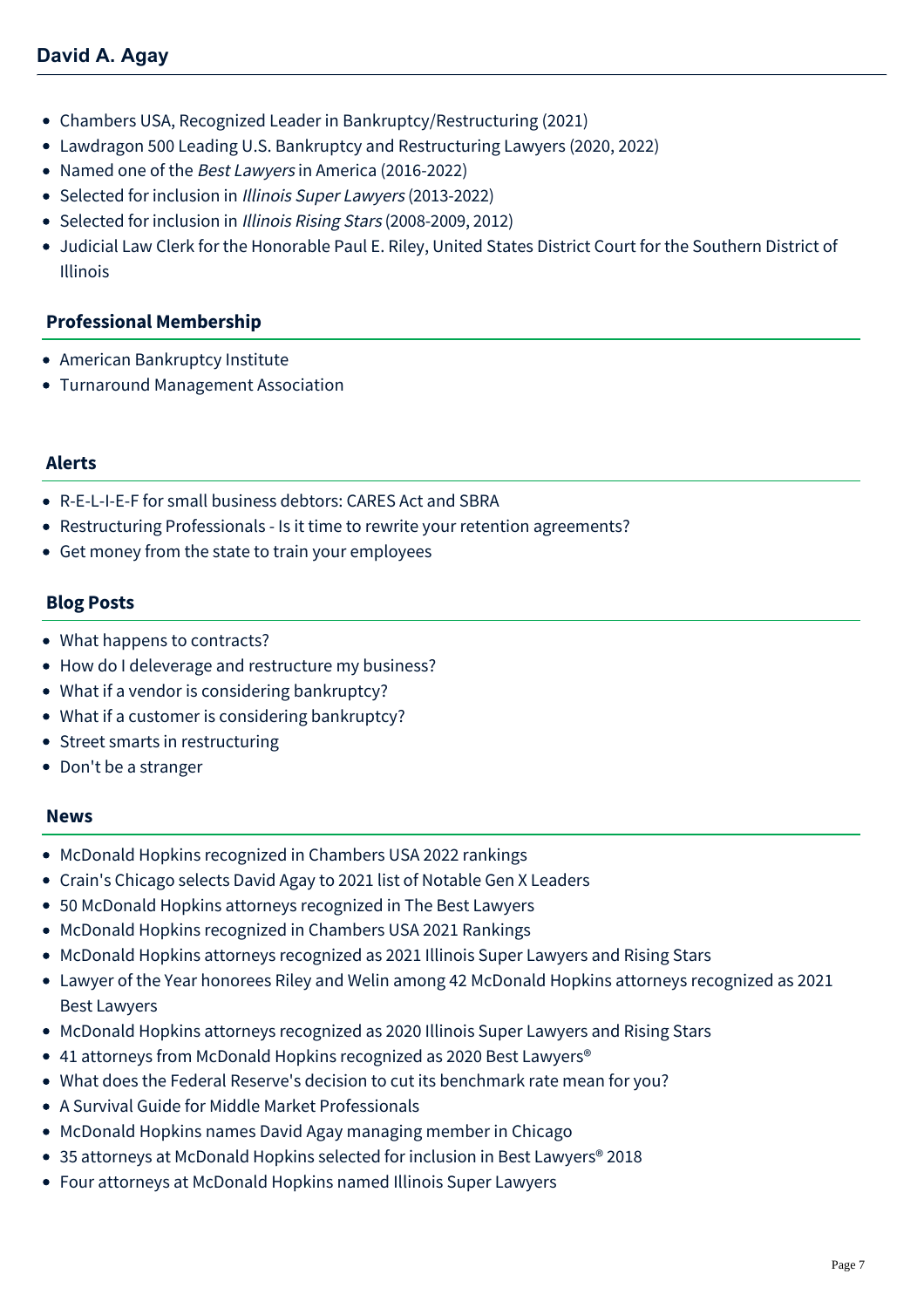- Chambers USA, Recognized Leader in Bankruptcy/Restructuring (2021)
- Lawdragon 500 Leading U.S. Bankruptcy and Restructuring Lawyers (2020, 2022)
- Named one of the *Best Lawyers* in America (2016-2022)
- Selected for inclusion in *Illinois Super Lawyers* (2013-2022)
- Selected for inclusion in *Illinois Rising Stars* (2008-2009, 2012)
- Judicial Law Clerk for the Honorable Paul E. Riley, United States District Court for the Southern District of Illinois

## Professional Membership

- American Bankruptcy Institute
- Turnaround Management Association

## Alerts

- R-E-L-I-E-F for small business debtors: CARES Act and SBRA
- Restructuring Professionals - Is it time to rewrite your retention agreements?
- Get money from the state to train your employees

## Blog Posts

- What happens to contracts?
- How do I deleverage and restructure my business?
- What if a vendor is considering bankruptcy?
- What if a customer is considering bankruptcy?
- Street smarts in restructuring
- Don't be a stranger

## News

- McDonald Hopkins recognized in Chambers USA 2022 rankings
- Crain's Chicago selects David Agay to 2021 list of Notable Gen X Leaders
- 50 McDonald Hopkins attorneys recognized in The Best Lawyers
- McDonald Hopkins recognized in Chambers USA 2021 Rankings
- McDonald Hopkins attorneys recognized as 2021 Illinois Super Lawyers and Rising Stars
- Lawyer of the Year honorees Riley and Welin among 42 McDonald Hopkins attorneys recognized as 2021 Best Lawyers
- McDonald Hopkins attorneys recognized as 2020 Illinois Super Lawyers and Rising Stars
- 41 attorneys from McDonald Hopkins recognized as 2020 Best Lawyers®
- What does the Federal Reserve's decision to cut its benchmark rate mean for you?
- A Survival Guide for Middle Market Professionals
- McDonald Hopkins names David Agay managing member in Chicago
- 35 attorneys at McDonald Hopkins selected for inclusion in Best Lawyers® 2018
- Four attorneys at McDonald Hopkins named Illinois Super Lawyers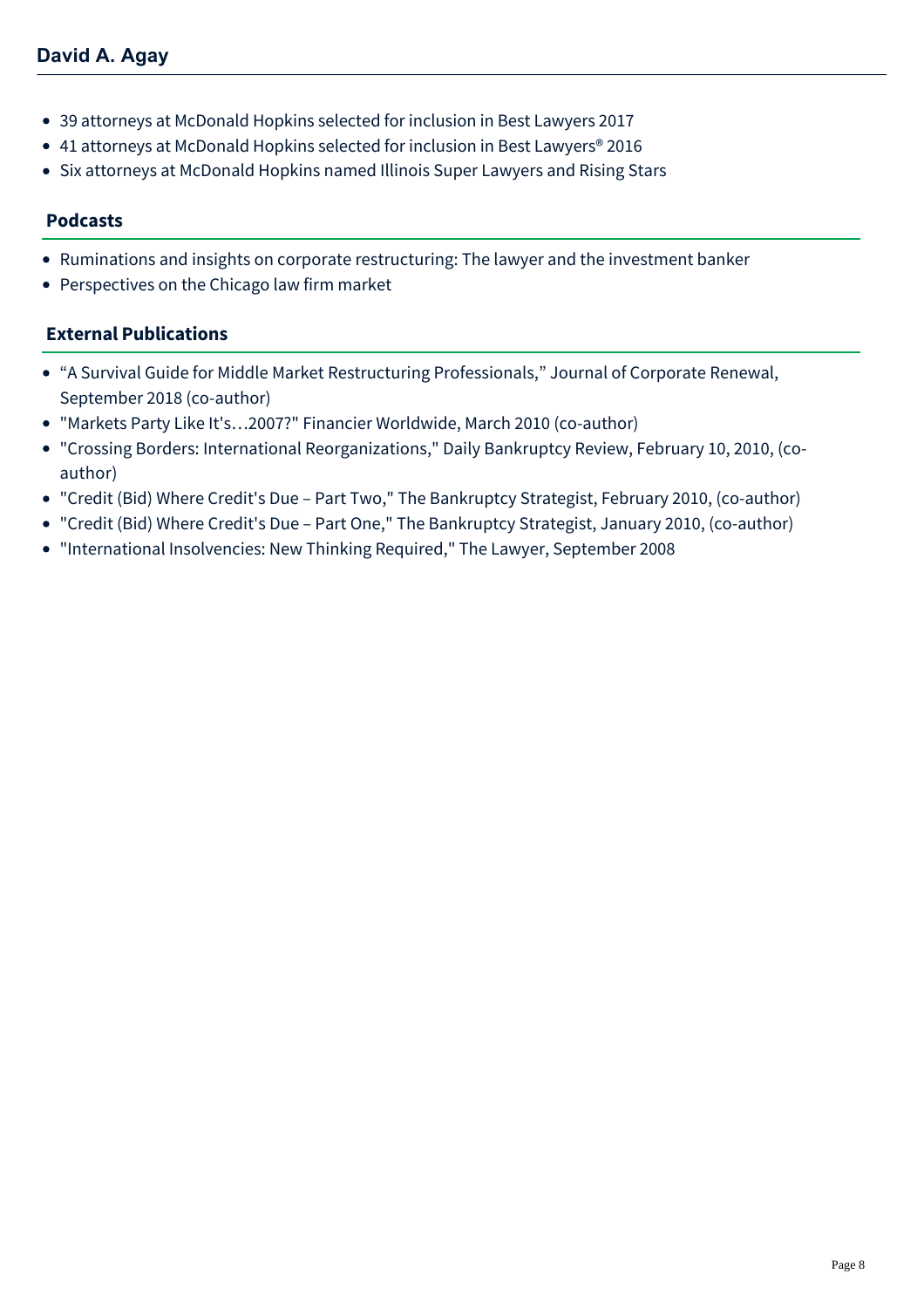- 39 attorneys at McDonald Hopkins selected for inclusion in Best Lawyers 2017
- 41 attorneys at McDonald Hopkins selected for inclusion in Best Lawyers® 2016
- Six attorneys at McDonald Hopkins named Illinois Super Lawyers and Rising Stars

## Podcasts

- Ruminations and insights on corporate restructuring: The lawyer and the investment banker
- Perspectives on the Chicago law firm market

## External Publications

- “A Survival Guide for Middle Market Restructuring Professionals,” Journal of Corporate Renewal, September 2018 (co-author)
- "Markets Party Like It's…2007?" Financier Worldwide, March 2010 (co-author)
- "Crossing Borders: International Reorganizations," Daily Bankruptcy Review, February 10, 2010, (co-author)
- "Credit (Bid) Where Credit's Due – Part Two," The Bankruptcy Strategist, February 2010, (co-author)
- "Credit (Bid) Where Credit's Due – Part One," The Bankruptcy Strategist, January 2010, (co-author)
- "International Insolvencies: New Thinking Required," The Lawyer, September 2008